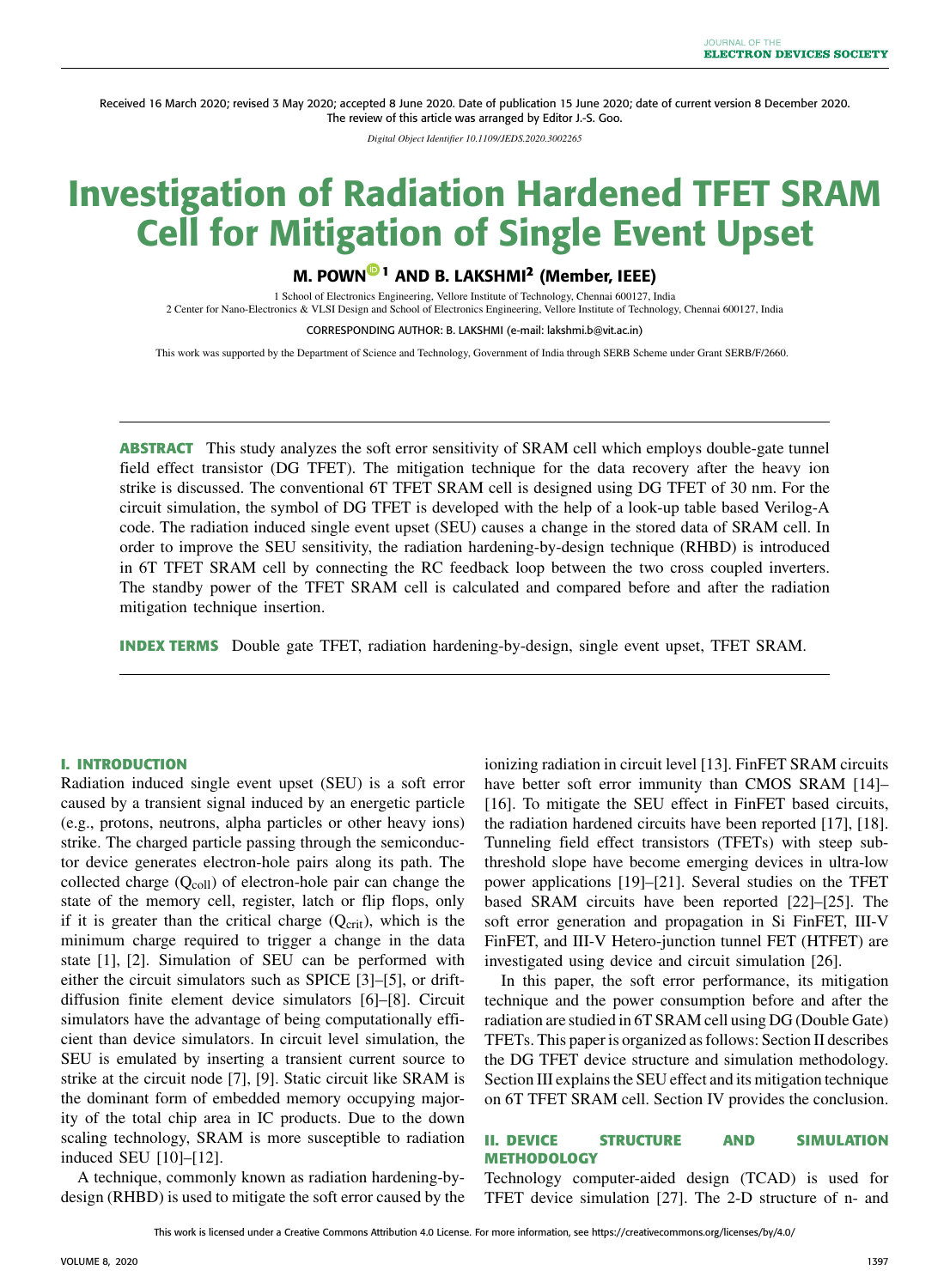Received 16 March 2020; revised 3 May 2020; accepted 8 June 2020. Date of publication 15 June 2020; date of current version 8 December 2020. The review of this article was arranged by Editor J.-S. Goo.

*Digital Object Identifier 10.1109/JEDS.2020.3002265*

# Investigation of Radiation Hardened TFET SRAM Cell for Mitigation of Single Event Upset

**M. POWN [1] AND B. LAKSHMI [2] (Member, IEEE)**

1 School of Electronics Engineering, Vellore Institute of Technology, Chennai 600127, India
2 Center for Nano-Electronics & VLSI Design and School of Electronics Engineering, Vellore Institute of Technology, Chennai 600127, India

CORRESPONDING AUTHOR: B. LAKSHMI (e-mail: lakshmi.b@vit.ac.in)

This work was supported by the Department of Science and Technology, Government of India through SERB Scheme under Grant SERB/F/2660.

**ABSTRACT** This study analyzes the soft error sensitivity of SRAM cell which employs double-gate tunnel field effect transistor (DG TFET). The mitigation technique for the data recovery after the heavy ion strike is discussed. The conventional 6T TFET SRAM cell is designed using DG TFET of 30 nm. For the circuit simulation, the symbol of DG TFET is developed with the help of a look-up table based Verilog-A code. The radiation induced single event upset (SEU) causes a change in the stored data of SRAM cell. In order to improve the SEU sensitivity, the radiation hardening-by-design technique (RHBD) is introduced in 6T TFET SRAM cell by connecting the RC feedback loop between the two cross coupled inverters. The standby power of the TFET SRAM cell is calculated and compared before and after the radiation mitigation technique insertion.

**INDEX TERMS** Double gate TFET, radiation hardening-by-design, single event upset, TFET SRAM.

## I. INTRODUCTION

Radiation induced single event upset (SEU) is a soft error caused by a transient signal induced by an energetic particle (e.g., protons, neutrons, alpha particles or other heavy ions) strike. The charged particle passing through the semiconductor device generates electron-hole pairs along its path. The collected charge ($Q_{coll}$) of electron-hole pair can change the state of the memory cell, register, latch or flip flops, only if it is greater than the critical charge ($Q_{crit}$), which is the minimum charge required to trigger a change in the data state [1], [2]. Simulation of SEU can be performed with either the circuit simulators such as SPICE [3]–[5], or drift-diffusion finite element device simulators [6]–[8]. Circuit simulators have the advantage of being computationally efficient than device simulators. In circuit level simulation, the SEU is emulated by inserting a transient current source to strike at the circuit node [7], [9]. Static circuit like SRAM is the dominant form of embedded memory occupying majority of the total chip area in IC products. Due to the down scaling technology, SRAM is more susceptible to radiation induced SEU [10]–[12].

A technique, commonly known as radiation hardening-by-design (RHBD) is used to mitigate the soft error caused by the ionizing radiation in circuit level [13]. FinFET SRAM circuits have better soft error immunity than CMOS SRAM [14]–[16]. To mitigate the SEU effect in FinFET based circuits, the radiation hardened circuits have been reported [17], [18]. Tunneling field effect transistors (TFETs) with steep subthreshold slope have become emerging devices in ultra-low power applications [19]–[21]. Several studies on the TFET based SRAM circuits have been reported [22]–[25]. The soft error generation and propagation in Si FinFET, III-V FinFET, and III-V Hetero-junction tunnel FET (HTFET) are investigated using device and circuit simulation [26].

In this paper, the soft error performance, its mitigation technique and the power consumption before and after the radiation are studied in 6T SRAM cell using DG (Double Gate) TFETs. This paper is organized as follows: Section II describes the DG TFET device structure and simulation methodology. Section III explains the SEU effect and its mitigation technique on 6T TFET SRAM cell. Section IV provides the conclusion.

## II. DEVICE STRUCTURE AND SIMULATION METHODOLOGY

Technology computer-aided design (TCAD) is used for TFET device simulation [27]. The 2-D structure of n- and

This work is licensed under a Creative Commons Attribution 4.0 License. For more information, see https://creativecommons.org/licenses/by/4.0/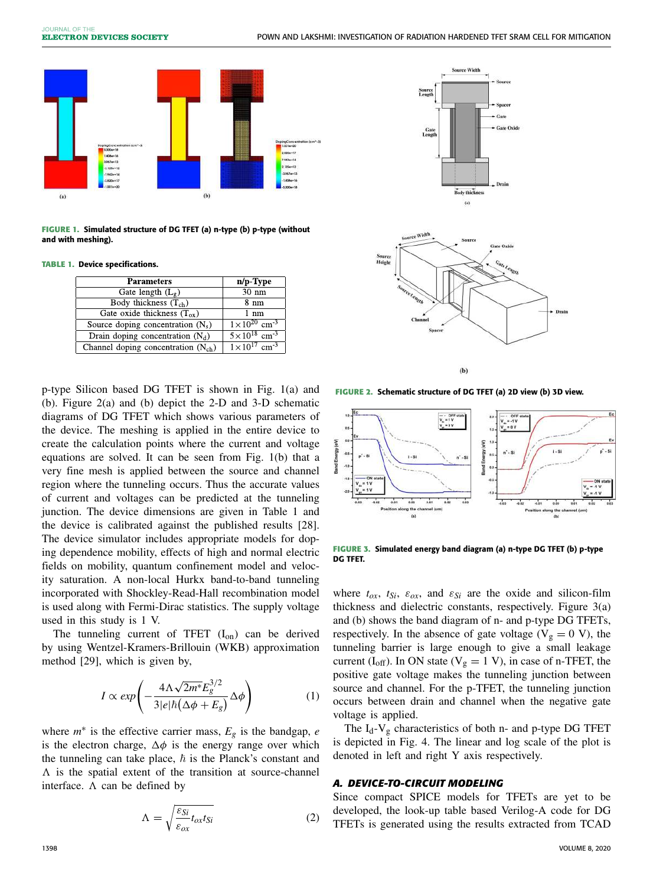**FIGURE 1. Simulated structure of DG TFET (a) n-type (b) p-type (without and with meshing).**

**TABLE 1. Device specifications.**

| Parameters | n/p-Type |
|---|---|
| Gate length ($L_g$) | 30 nm |
| Body thickness ($T_{ch}$) | 8 nm |
| Gate oxide thickness ($T_{ox}$) | 1 nm |
| Source doping concentration ($N_s$) | $1\times10^{20}$ cm$^{-3}$ |
| Drain doping concentration ($N_d$) | $5\times10^{18}$ cm$^{-3}$ |
| Channel doping concentration ($N_{ch}$) | $1\times10^{17}$ cm$^{-3}$ |

p-type Silicon based DG TFET is shown in Fig. 1(a) and (b). Figure 2(a) and (b) depict the 2-D and 3-D schematic diagrams of DG TFET which shows various parameters of the device. The meshing is applied in the entire device to create the calculation points where the current and voltage equations are solved. It can be seen from Fig. 1(b) that a very fine mesh is applied between the source and channel region where the tunneling occurs. Thus the accurate values of current and voltages can be predicted at the tunneling junction. The device dimensions are given in Table 1 and the device is calibrated against the published results [28]. The device simulator includes appropriate models for doping dependence mobility, effects of high and normal electric fields on mobility, quantum confinement model and velocity saturation. A non-local Hurkx band-to-band tunneling incorporated with Shockley-Read-Hall recombination model is used along with Fermi-Dirac statistics. The supply voltage used in this study is 1 V.

The tunneling current of TFET ($I_{on}$) can be derived by using Wentzel-Kramers-Brillouin (WKB) approximation method [29], which is given by,

$$I \propto exp\left(-\frac{4\Lambda\sqrt{2m^{*}}E_g^{3/2}}{3|e|\hbar\left(\Delta\phi + E_g\right)}\Delta\phi\right) \tag{1}$$

where $m^*$ is the effective carrier mass, $E_g$ is the bandgap, $e$ is the electron charge, $\Delta\phi$ is the energy range over which the tunneling can take place, $\hbar$ is the Planck's constant and $\Lambda$ is the spatial extent of the transition at source-channel interface. $\Lambda$ can be defined by

$$\Lambda = \sqrt{\frac{\varepsilon_{Si}}{\varepsilon_{ox}}t_{ox}t_{Si}} \tag{2}$$

**FIGURE 2. Schematic structure of DG TFET (a) 2D view (b) 3D view.**

**FIGURE 3. Simulated energy band diagram (a) n-type DG TFET (b) p-type DG TFET.**

where $t_{ox}$, $t_{Si}$, $\varepsilon_{ox}$, and $\varepsilon_{Si}$ are the oxide and silicon-film thickness and dielectric constants, respectively. Figure 3(a) and (b) shows the band diagram of n- and p-type DG TFETs, respectively. In the absence of gate voltage ($V_g = 0$ V), the tunneling barrier is large enough to give a small leakage current ($I_{off}$). In ON state ($V_g = 1$ V), in case of n-TFET, the positive gate voltage makes the tunneling junction between source and channel. For the p-TFET, the tunneling junction occurs between drain and channel when the negative gate voltage is applied.

The $I_d$-$V_g$ characteristics of both n- and p-type DG TFET is depicted in Fig. 4. The linear and log scale of the plot is denoted in left and right Y axis respectively.

### *A. DEVICE-TO-CIRCUIT MODELING*

Since compact SPICE models for TFETs are yet to be developed, the look-up table based Verilog-A code for DG TFETs is generated using the results extracted from TCAD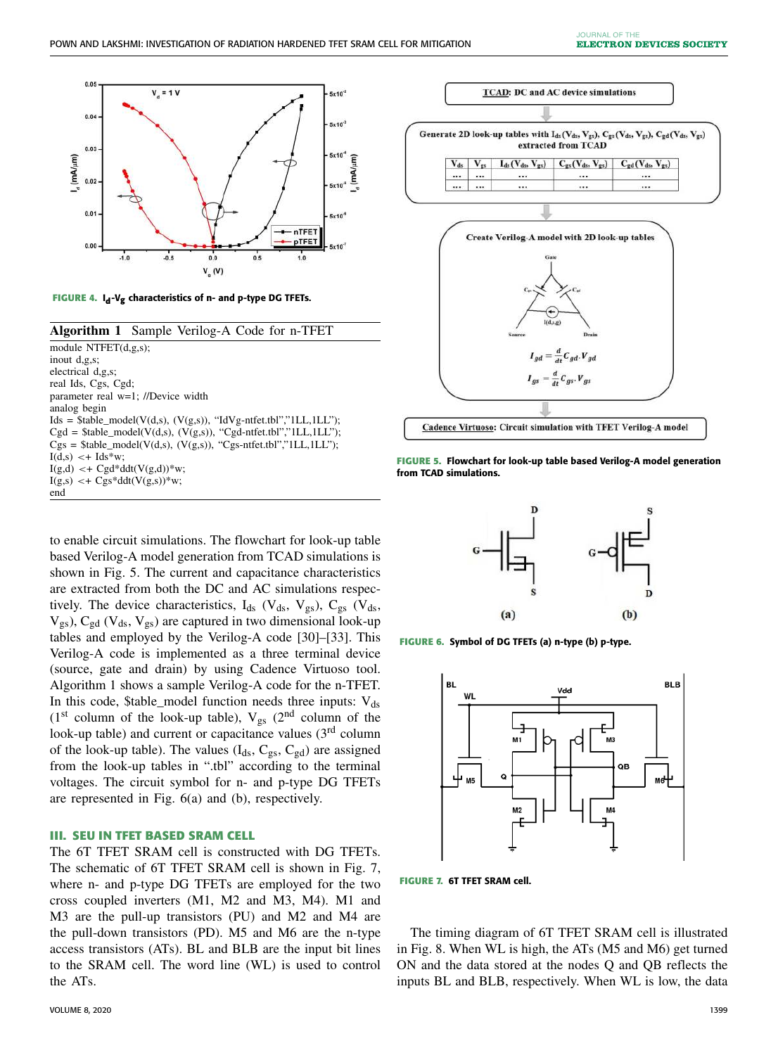FIGURE 4. $I_d$-$V_g$ characteristics of n- and p-type DG TFETs.

**Algorithm 1** Sample Verilog-A Code for n-TFET

```
module NTFET(d,g,s);
inout d,g,s;
electrical d,g,s;
real Ids, Cgs, Cgd;
parameter real w=1; //Device width
analog begin
Ids = $table_model(V(d,s), (V(g,s)), "IdVg-ntfet.tbl","1LL,1LL");
Cgd = $table_model(V(d,s), (V(g,s)), "Cgd-ntfet.tbl","1LL,1LL");
Cgs = $table_model(V(d,s), (V(g,s)), "Cgs-ntfet.tbl","1LL,1LL");
I(d,s) <+ Ids*w;
I(g,d) <+ Cgd*ddt(V(g,d))*w;
I(g,s) <+ Cgs*ddt(V(g,s))*w;
end
```

to enable circuit simulations. The flowchart for look-up table based Verilog-A model generation from TCAD simulations is shown in Fig. 5. The current and capacitance characteristics are extracted from both the DC and AC simulations respectively. The device characteristics, $I_{ds}$ ($V_{ds}$, $V_{gs}$), $C_{gs}$ ($V_{ds}$, $V_{gs}$), $C_{gd}$ ($V_{ds}$, $V_{gs}$) are captured in two dimensional look-up tables and employed by the Verilog-A code [30]–[33]. This Verilog-A code is implemented as a three terminal device (source, gate and drain) by using Cadence Virtuoso tool. Algorithm 1 shows a sample Verilog-A code for the n-TFET. In this code, $table_model function needs three inputs: $V_{ds}$ ($1^{st}$ column of the look-up table), $V_{gs}$ ($2^{nd}$ column of the look-up table) and current or capacitance values ($3^{rd}$ column of the look-up table). The values ($I_{ds}$, $C_{gs}$, $C_{gd}$) are assigned from the look-up tables in ".tbl" according to the terminal voltages. The circuit symbol for n- and p-type DG TFETs are represented in Fig. 6(a) and (b), respectively.

FIGURE 5. Flowchart for look-up table based Verilog-A model generation from TCAD simulations.

FIGURE 6. Symbol of DG TFETs (a) n-type (b) p-type.

FIGURE 7. 6T TFET SRAM cell.

## III. SEU IN TFET BASED SRAM CELL

The 6T TFET SRAM cell is constructed with DG TFETs. The schematic of 6T TFET SRAM cell is shown in Fig. 7, where n- and p-type DG TFETs are employed for the two cross coupled inverters (M1, M2 and M3, M4). M1 and M3 are the pull-up transistors (PU) and M2 and M4 are the pull-down transistors (PD). M5 and M6 are the n-type access transistors (ATs). BL and BLB are the input bit lines to the SRAM cell. The word line (WL) is used to control the ATs.

The timing diagram of 6T TFET SRAM cell is illustrated in Fig. 8. When WL is high, the ATs (M5 and M6) get turned ON and the data stored at the nodes Q and QB reflects the inputs BL and BLB, respectively. When WL is low, the data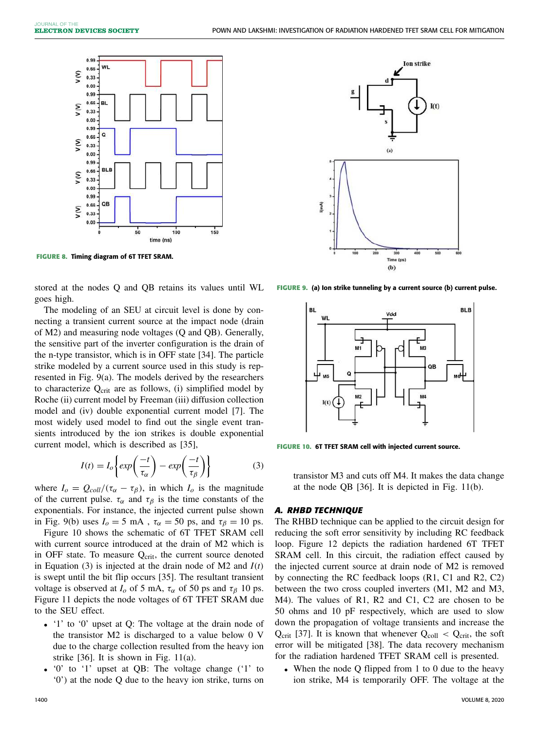FIGURE 8. Timing diagram of 6T TFET SRAM.

FIGURE 9. (a) Ion strike tunneling by a current source (b) current pulse.

FIGURE 10. 6T TFET SRAM cell with injected current source.

stored at the nodes Q and QB retains its values until WL goes high.

The modeling of an SEU at circuit level is done by connecting a transient current source at the impact node (drain of M2) and measuring node voltages (Q and QB). Generally, the sensitive part of the inverter configuration is the drain of the n-type transistor, which is in OFF state [34]. The particle strike modeled by a current source used in this study is represented in Fig. 9(a). The models derived by the researchers to characterize $Q_{crit}$ are as follows, (i) simplified model by Roche (ii) current model by Freeman (iii) diffusion collection model and (iv) double exponential current model [7]. The most widely used model to find out the single event transients introduced by the ion strikes is double exponential current model, which is described as [35],

$$I(t) = I_o\left\{exp\left(\frac{-t}{\tau_\alpha}\right) - exp\left(\frac{-t}{\tau_\beta}\right)\right\} \tag{3}$$

where $I_o = Q_{coll}/(\tau_\alpha - \tau_\beta)$, in which $I_o$ is the magnitude of the current pulse. $\tau_\alpha$ and $\tau_\beta$ is the time constants of the exponentials. For instance, the injected current pulse shown in Fig. 9(b) uses $I_o = 5$ mA , $\tau_\alpha = 50$ ps, and $\tau_\beta = 10$ ps.

Figure 10 shows the schematic of 6T TFET SRAM cell with current source introduced at the drain of M2 which is in OFF state. To measure $Q_{crit}$, the current source denoted in Equation (3) is injected at the drain node of M2 and $I(t)$ is swept until the bit flip occurs [35]. The resultant transient voltage is observed at $I_o$ of 5 mA, $\tau_\alpha$ of 50 ps and $\tau_\beta$ 10 ps. Figure 11 depicts the node voltages of 6T TFET SRAM cell due to the SEU effect.

- '1' to '0' upset at Q: The voltage at the drain node of the transistor M2 is discharged to a value below 0 V due to the charge collection resulted from the heavy ion strike [36]. It is shown in Fig. 11(a).
- '0' to '1' upset at QB: The voltage change ('1' to '0') at the node Q due to the heavy ion strike, turns on transistor M3 and cuts off M4. It makes the data change at the node QB [36]. It is depicted in Fig. 11(b).

### A. RHBD TECHNIQUE

The RHBD technique can be applied to the circuit design for reducing the soft error sensitivity by including RC feedback loop. Figure 12 depicts the radiation hardened 6T TFET SRAM cell. In this circuit, the radiation effect caused by the injected current source at drain node of M2 is removed by connecting the RC feedback loops (R1, C1 and R2, C2) between the two cross coupled inverters (M1, M2 and M3, M4). The values of R1, R2 and C1, C2 are chosen to be 50 ohms and 10 pF respectively, which are used to slow down the propagation of voltage transients and increase the $Q_{crit}$ [37]. It is known that whenever $Q_{coll} < Q_{crit}$, the soft error will be mitigated [38]. The data recovery mechanism for the radiation hardened TFET SRAM cell is presented.

- When the node Q flipped from 1 to 0 due to the heavy ion strike, M4 is temporarily OFF. The voltage at the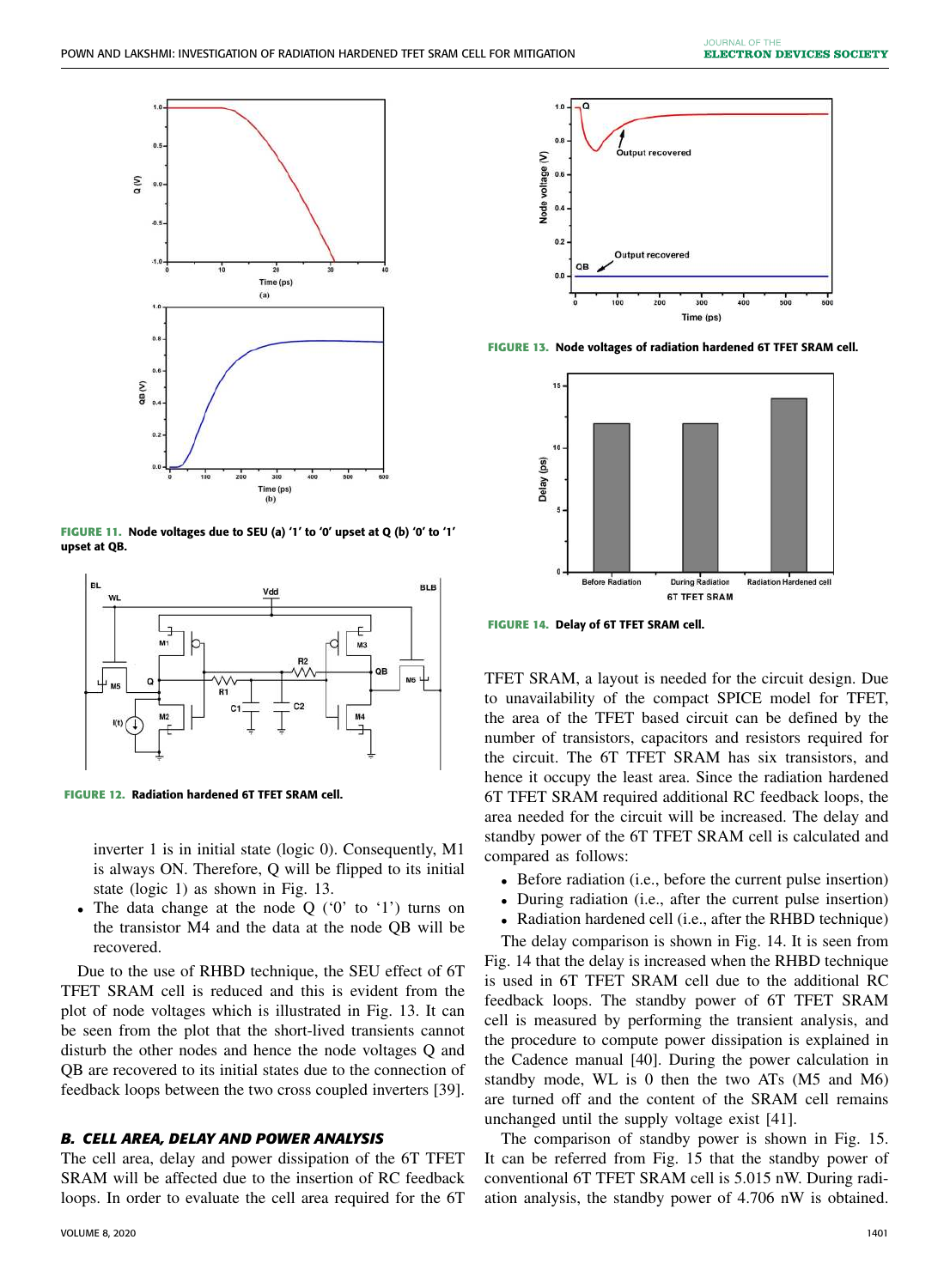FIGURE 11. Node voltages due to SEU (a) '1' to '0' upset at Q (b) '0' to '1' upset at QB.

FIGURE 12. Radiation hardened 6T TFET SRAM cell.

- inverter 1 is in initial state (logic 0). Consequently, M1 is always ON. Therefore, Q will be flipped to its initial state (logic 1) as shown in Fig. 13.
- The data change at the node Q ('0' to '1') turns on the transistor M4 and the data at the node QB will be recovered.

Due to the use of RHBD technique, the SEU effect of 6T TFET SRAM cell is reduced and this is evident from the plot of node voltages which is illustrated in Fig. 13. It can be seen from the plot that the short-lived transients cannot disturb the other nodes and hence the node voltages Q and QB are recovered to its initial states due to the connection of feedback loops between the two cross coupled inverters [39].

### B. CELL AREA, DELAY AND POWER ANALYSIS

The cell area, delay and power dissipation of the 6T TFET SRAM will be affected due to the insertion of RC feedback loops. In order to evaluate the cell area required for the 6T TFET SRAM, a layout is needed for the circuit design. Due to unavailability of the compact SPICE model for TFET, the area of the TFET based circuit can be defined by the number of transistors, capacitors and resistors required for the circuit. The 6T TFET SRAM has six transistors, and hence it occupy the least area. Since the radiation hardened 6T TFET SRAM required additional RC feedback loops, the area needed for the circuit will be increased. The delay and standby power of the 6T TFET SRAM cell is calculated and compared as follows:

- Before radiation (i.e., before the current pulse insertion)
- During radiation (i.e., after the current pulse insertion)
- Radiation hardened cell (i.e., after the RHBD technique)

The delay comparison is shown in Fig. 14. It is seen from Fig. 14 that the delay is increased when the RHBD technique is used in 6T TFET SRAM cell due to the additional RC feedback loops. The standby power of 6T TFET SRAM cell is measured by performing the transient analysis, and the procedure to compute power dissipation is explained in the Cadence manual [40]. During the power calculation in standby mode, WL is 0 then the two ATs (M5 and M6) are turned off and the content of the SRAM cell remains unchanged until the supply voltage exist [41].

FIGURE 13. Node voltages of radiation hardened 6T TFET SRAM cell.

FIGURE 14. Delay of 6T TFET SRAM cell.

The comparison of standby power is shown in Fig. 15. It can be referred from Fig. 15 that the standby power of conventional 6T TFET SRAM cell is 5.015 nW. During radiation analysis, the standby power of 4.706 nW is obtained.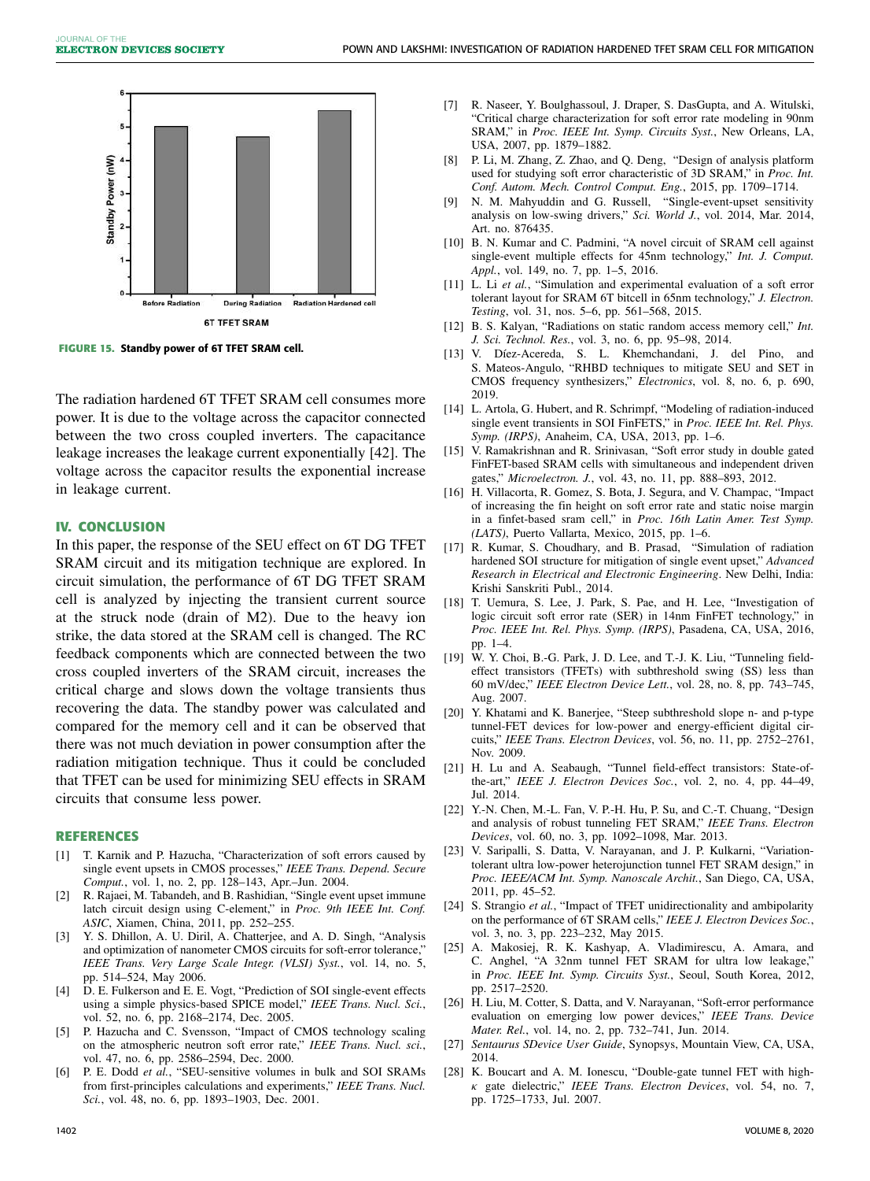FIGURE 15. Standby power of 6T TFET SRAM cell.

The radiation hardened 6T TFET SRAM cell consumes more power. It is due to the voltage across the capacitor connected between the two cross coupled inverters. The capacitance leakage increases the leakage current exponentially [42]. The voltage across the capacitor results the exponential increase in leakage current.

## IV. CONCLUSION

In this paper, the response of the SEU effect on 6T DG TFET SRAM circuit and its mitigation technique are explored. In circuit simulation, the performance of 6T DG TFET SRAM cell is analyzed by injecting the transient current source at the struck node (drain of M2). Due to the heavy ion strike, the data stored at the SRAM cell is changed. The RC feedback components which are connected between the two cross coupled inverters of the SRAM circuit, increases the critical charge and slows down the voltage transients thus recovering the data. The standby power was calculated and compared for the memory cell and it can be observed that there was not much deviation in power consumption after the radiation mitigation technique. Thus it could be concluded that TFET can be used for minimizing SEU effects in SRAM circuits that consume less power.

## REFERENCES

[1] T. Karnik and P. Hazucha, "Characterization of soft errors caused by single event upsets in CMOS processes," *IEEE Trans. Depend. Secure Comput.*, vol. 1, no. 2, pp. 128–143, Apr.–Jun. 2004.

[2] R. Rajaei, M. Tabandeh, and B. Rashidian, "Single event upset immune latch circuit design using C-element," in *Proc. 9th IEEE Int. Conf. ASIC*, Xiamen, China, 2011, pp. 252–255.

[3] Y. S. Dhillon, A. U. Diril, A. Chatterjee, and A. D. Singh, "Analysis and optimization of nanometer CMOS circuits for soft-error tolerance," *IEEE Trans. Very Large Scale Integr. (VLSI) Syst.*, vol. 14, no. 5, pp. 514–524, May 2006.

[4] D. E. Fulkerson and E. E. Vogt, "Prediction of SOI single-event effects using a simple physics-based SPICE model," *IEEE Trans. Nucl. Sci.*, vol. 52, no. 6, pp. 2168–2174, Dec. 2005.

[5] P. Hazucha and C. Svensson, "Impact of CMOS technology scaling on the atmospheric neutron soft error rate," *IEEE Trans. Nucl. sci.*, vol. 47, no. 6, pp. 2586–2594, Dec. 2000.

[6] P. E. Dodd *et al.*, "SEU-sensitive volumes in bulk and SOI SRAMs from first-principles calculations and experiments," *IEEE Trans. Nucl. Sci.*, vol. 48, no. 6, pp. 1893–1903, Dec. 2001.

[7] R. Naseer, Y. Boulghassoul, J. Draper, S. DasGupta, and A. Witulski, "Critical charge characterization for soft error rate modeling in 90nm SRAM," in *Proc. IEEE Int. Symp. Circuits Syst.*, New Orleans, LA, USA, 2007, pp. 1879–1882.

[8] P. Li, M. Zhang, Z. Zhao, and Q. Deng, "Design of analysis platform used for studying soft error characteristic of 3D SRAM," in *Proc. Int. Conf. Autom. Mech. Control Comput. Eng.*, 2015, pp. 1709–1714.

[9] N. M. Mahyuddin and G. Russell, "Single-event-upset sensitivity analysis on low-swing drivers," *Sci. World J.*, vol. 2014, Mar. 2014, Art. no. 876435.

[10] B. N. Kumar and C. Padmini, "A novel circuit of SRAM cell against single-event multiple effects for 45nm technology," *Int. J. Comput. Appl.*, vol. 149, no. 7, pp. 1–5, 2016.

[11] L. Li *et al.*, "Simulation and experimental evaluation of a soft error tolerant layout for SRAM 6T bitcell in 65nm technology," *J. Electron. Testing*, vol. 31, nos. 5–6, pp. 561–568, 2015.

[12] B. S. Kalyan, "Radiations on static random access memory cell," *Int. J. Sci. Technol. Res.*, vol. 3, no. 6, pp. 95–98, 2014.

[13] V. Díez-Acereda, S. L. Khemchandani, J. del Pino, and S. Mateos-Angulo, "RHBD techniques to mitigate SEU and SET in CMOS frequency synthesizers," *Electronics*, vol. 8, no. 6, p. 690, 2019.

[14] L. Artola, G. Hubert, and R. Schrimpf, "Modeling of radiation-induced single event transients in SOI FinFETS," in *Proc. IEEE Int. Rel. Phys. Symp. (IRPS)*, Anaheim, CA, USA, 2013, pp. 1–6.

[15] V. Ramakrishnan and R. Srinivasan, "Soft error study in double gated FinFET-based SRAM cells with simultaneous and independent driven gates," *Microelectron. J.*, vol. 43, no. 11, pp. 888–893, 2012.

[16] H. Villacorta, R. Gomez, S. Bota, J. Segura, and V. Champac, "Impact of increasing the fin height on soft error rate and static noise margin in a finfet-based sram cell," in *Proc. 16th Latin Amer. Test Symp. (LATS)*, Puerto Vallarta, Mexico, 2015, pp. 1–6.

[17] R. Kumar, S. Choudhary, and B. Prasad, "Simulation of radiation hardened SOI structure for mitigation of single event upset," *Advanced Research in Electrical and Electronic Engineering*. New Delhi, India: Krishi Sanskriti Publ., 2014.

[18] T. Uemura, S. Lee, J. Park, S. Pae, and H. Lee, "Investigation of logic circuit soft error rate (SER) in 14nm FinFET technology," in *Proc. IEEE Int. Rel. Phys. Symp. (IRPS)*, Pasadena, CA, USA, 2016, pp. 1–4.

[19] W. Y. Choi, B.-G. Park, J. D. Lee, and T.-J. K. Liu, "Tunneling field-effect transistors (TFETs) with subthreshold swing (SS) less than 60 mV/dec," *IEEE Electron Device Lett.*, vol. 28, no. 8, pp. 743–745, Aug. 2007.

[20] Y. Khatami and K. Banerjee, "Steep subthreshold slope n- and p-type tunnel-FET devices for low-power and energy-efficient digital circuits," *IEEE Trans. Electron Devices*, vol. 56, no. 11, pp. 2752–2761, Nov. 2009.

[21] H. Lu and A. Seabaugh, "Tunnel field-effect transistors: State-of-the-art," *IEEE J. Electron Devices Soc.*, vol. 2, no. 4, pp. 44–49, Jul. 2014.

[22] Y.-N. Chen, M.-L. Fan, V. P.-H. Hu, P. Su, and C.-T. Chuang, "Design and analysis of robust tunneling FET SRAM," *IEEE Trans. Electron Devices*, vol. 60, no. 3, pp. 1092–1098, Mar. 2013.

[23] V. Saripalli, S. Datta, V. Narayanan, and J. P. Kulkarni, "Variation-tolerant ultra low-power heterojunction tunnel FET SRAM design," in *Proc. IEEE/ACM Int. Symp. Nanoscale Archit.*, San Diego, CA, USA, 2011, pp. 45–52.

[24] S. Strangio *et al.*, "Impact of TFET unidirectionality and ambipolarity on the performance of 6T SRAM cells," *IEEE J. Electron Devices Soc.*, vol. 3, no. 3, pp. 223–232, May 2015.

[25] A. Makosiej, R. K. Kashyap, A. Vladimirescu, A. Amara, and C. Anghel, "A 32nm tunnel FET SRAM for ultra low leakage," in *Proc. IEEE Int. Symp. Circuits Syst.*, Seoul, South Korea, 2012, pp. 2517–2520.

[26] H. Liu, M. Cotter, S. Datta, and V. Narayanan, "Soft-error performance evaluation on emerging low power devices," *IEEE Trans. Device Mater. Rel.*, vol. 14, no. 2, pp. 732–741, Jun. 2014.

[27] *Sentaurus SDevice User Guide*, Synopsys, Mountain View, CA, USA, 2014.

[28] K. Boucart and A. M. Ionescu, "Double-gate tunnel FET with high-$\kappa$ gate dielectric," *IEEE Trans. Electron Devices*, vol. 54, no. 7, pp. 1725–1733, Jul. 2007.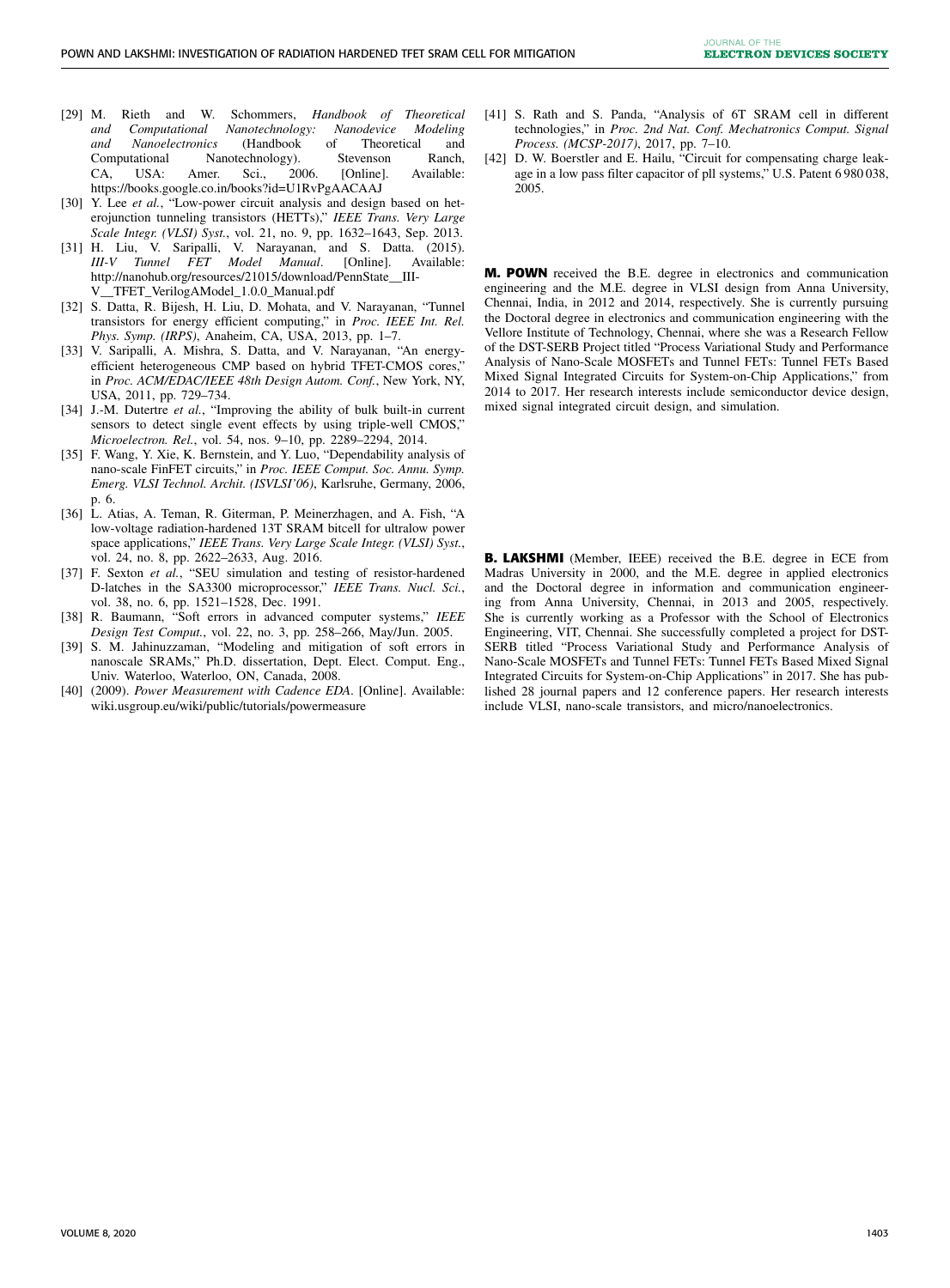[29] M. Rieth and W. Schommers, *Handbook of Theoretical and Computational Nanotechnology: Nanodevice Modeling and Nanoelectronics* (Handbook of Theoretical and Computational Nanotechnology). Stevenson Ranch, CA, USA: Amer. Sci., 2006. [Online]. Available: https://books.google.co.in/books?id=U1RvPgAACAAJ

[30] Y. Lee *et al.*, "Low-power circuit analysis and design based on heterojunction tunneling transistors (HETTs)," *IEEE Trans. Very Large Scale Integr. (VLSI) Syst.*, vol. 21, no. 9, pp. 1632–1643, Sep. 2013.

[31] H. Liu, V. Saripalli, V. Narayanan, and S. Datta. (2015). *III-V Tunnel FET Model Manual*. [Online]. Available: http://nanohub.org/resources/21015/download/PennState__III-V__TFET_VerilogAModel_1.0.0_Manual.pdf

[32] S. Datta, R. Bijesh, H. Liu, D. Mohata, and V. Narayanan, "Tunnel transistors for energy efficient computing," in *Proc. IEEE Int. Rel. Phys. Symp. (IRPS)*, Anaheim, CA, USA, 2013, pp. 1–7.

[33] V. Saripalli, A. Mishra, S. Datta, and V. Narayanan, "An energy-efficient heterogeneous CMP based on hybrid TFET-CMOS cores," in *Proc. ACM/EDAC/IEEE 48th Design Autom. Conf.*, New York, NY, USA, 2011, pp. 729–734.

[34] J.-M. Dutertre *et al.*, "Improving the ability of bulk built-in current sensors to detect single event effects by using triple-well CMOS," *Microelectron. Rel.*, vol. 54, nos. 9–10, pp. 2289–2294, 2014.

[35] F. Wang, Y. Xie, K. Bernstein, and Y. Luo, "Dependability analysis of nano-scale FinFET circuits," in *Proc. IEEE Comput. Soc. Annu. Symp. Emerg. VLSI Technol. Archit. (ISVLSI'06)*, Karlsruhe, Germany, 2006, p. 6.

[36] L. Atias, A. Teman, R. Giterman, P. Meinerzhagen, and A. Fish, "A low-voltage radiation-hardened 13T SRAM bitcell for ultralow power space applications," *IEEE Trans. Very Large Scale Integr. (VLSI) Syst.*, vol. 24, no. 8, pp. 2622–2633, Aug. 2016.

[37] F. Sexton *et al.*, "SEU simulation and testing of resistor-hardened D-latches in the SA3300 microprocessor," *IEEE Trans. Nucl. Sci.*, vol. 38, no. 6, pp. 1521–1528, Dec. 1991.

[38] R. Baumann, "Soft errors in advanced computer systems," *IEEE Design Test Comput.*, vol. 22, no. 3, pp. 258–266, May/Jun. 2005.

[39] S. M. Jahinuzzaman, "Modeling and mitigation of soft errors in nanoscale SRAMs," Ph.D. dissertation, Dept. Elect. Comput. Eng., Univ. Waterloo, Waterloo, ON, Canada, 2008.

[40] (2009). *Power Measurement with Cadence EDA*. [Online]. Available: wiki.usgroup.eu/wiki/public/tutorials/powermeasure

[41] S. Rath and S. Panda, "Analysis of 6T SRAM cell in different technologies," in *Proc. 2nd Nat. Conf. Mechatronics Comput. Signal Process. (MCSP-2017)*, 2017, pp. 7–10.

[42] D. W. Boerstler and E. Hailu, "Circuit for compensating charge leakage in a low pass filter capacitor of pll systems," U.S. Patent 6 980 038, 2005.

**M. POWN** received the B.E. degree in electronics and communication engineering and the M.E. degree in VLSI design from Anna University, Chennai, India, in 2012 and 2014, respectively. She is currently pursuing the Doctoral degree in electronics and communication engineering with the Vellore Institute of Technology, Chennai, where she was a Research Fellow of the DST-SERB Project titled "Process Variational Study and Performance Analysis of Nano-Scale MOSFETs and Tunnel FETs: Tunnel FETs Based Mixed Signal Integrated Circuits for System-on-Chip Applications," from 2014 to 2017. Her research interests include semiconductor device design, mixed signal integrated circuit design, and simulation.

**B. LAKSHMI** (Member, IEEE) received the B.E. degree in ECE from Madras University in 2000, and the M.E. degree in applied electronics and the Doctoral degree in information and communication engineering from Anna University, Chennai, in 2013 and 2005, respectively. She is currently working as a Professor with the School of Electronics Engineering, VIT, Chennai. She successfully completed a project for DST-SERB titled "Process Variational Study and Performance Analysis of Nano-Scale MOSFETs and Tunnel FETs: Tunnel FETs Based Mixed Signal Integrated Circuits for System-on-Chip Applications" in 2017. She has published 28 journal papers and 12 conference papers. Her research interests include VLSI, nano-scale transistors, and micro/nanoelectronics.